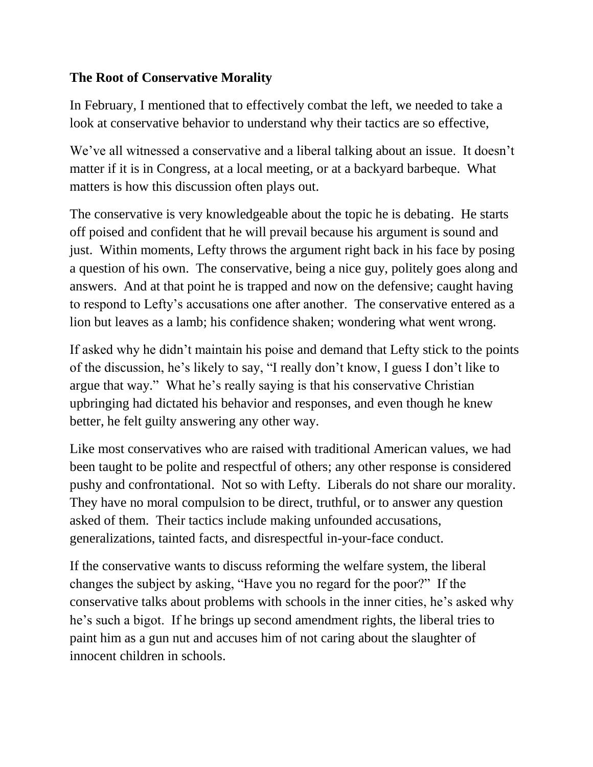**The Root of Conservative Morality**

In February, I mentioned that to effectively combat the left, we needed to take a look at conservative behavior to understand why their tactics are so effective,

We've all witnessed a conservative and a liberal talking about an issue. It doesn't matter if it is in Congress, at a local meeting, or at a backyard barbeque. What matters is how this discussion often plays out.

The conservative is very knowledgeable about the topic he is debating. He starts off poised and confident that he will prevail because his argument is sound and just. Within moments, Lefty throws the argument right back in his face by posing a question of his own. The conservative, being a nice guy, politely goes along and answers. And at that point he is trapped and now on the defensive; caught having to respond to Lefty's accusations one after another. The conservative entered as a lion but leaves as a lamb; his confidence shaken; wondering what went wrong.

If asked why he didn't maintain his poise and demand that Lefty stick to the points of the discussion, he's likely to say, "I really don't know, I guess I don't like to argue that way." What he's really saying is that his conservative Christian upbringing had dictated his behavior and responses, and even though he knew better, he felt guilty answering any other way.

Like most conservatives who are raised with traditional American values, we had been taught to be polite and respectful of others; any other response is considered pushy and confrontational. Not so with Lefty. Liberals do not share our morality. They have no moral compulsion to be direct, truthful, or to answer any question asked of them. Their tactics include making unfounded accusations, generalizations, tainted facts, and disrespectful in-your-face conduct.

If the conservative wants to discuss reforming the welfare system, the liberal changes the subject by asking, "Have you no regard for the poor?" If the conservative talks about problems with schools in the inner cities, he's asked why he's such a bigot. If he brings up second amendment rights, the liberal tries to paint him as a gun nut and accuses him of not caring about the slaughter of innocent children in schools.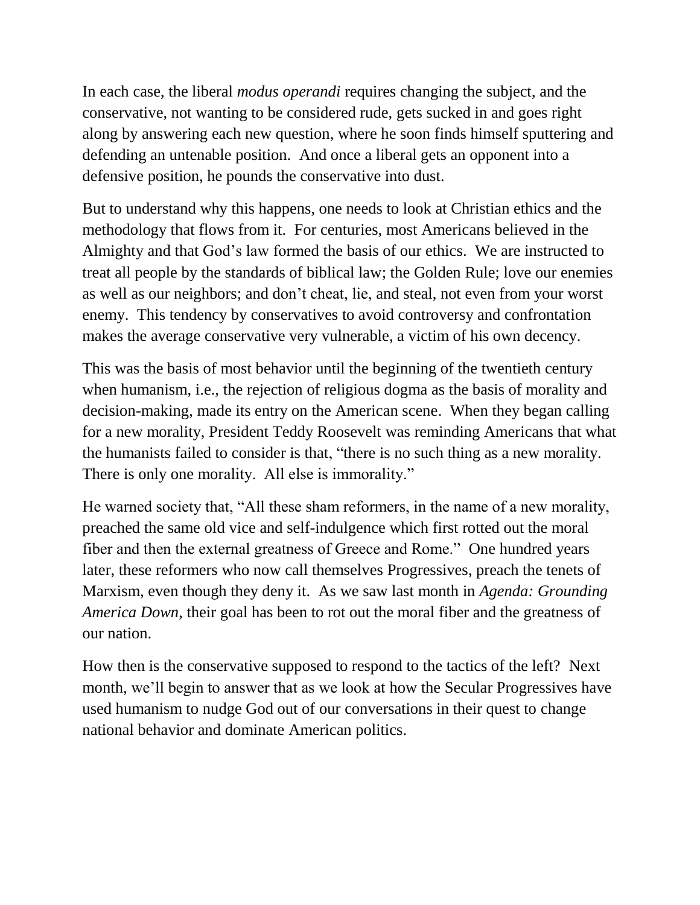In each case, the liberal *modus operandi* requires changing the subject, and the conservative, not wanting to be considered rude, gets sucked in and goes right along by answering each new question, where he soon finds himself sputtering and defending an untenable position. And once a liberal gets an opponent into a defensive position, he pounds the conservative into dust.

But to understand why this happens, one needs to look at Christian ethics and the methodology that flows from it. For centuries, most Americans believed in the Almighty and that God's law formed the basis of our ethics. We are instructed to treat all people by the standards of biblical law; the Golden Rule; love our enemies as well as our neighbors; and don't cheat, lie, and steal, not even from your worst enemy. This tendency by conservatives to avoid controversy and confrontation makes the average conservative very vulnerable, a victim of his own decency.

This was the basis of most behavior until the beginning of the twentieth century when humanism, i.e., the rejection of religious dogma as the basis of morality and decision-making, made its entry on the American scene. When they began calling for a new morality, President Teddy Roosevelt was reminding Americans that what the humanists failed to consider is that, "there is no such thing as a new morality. There is only one morality. All else is immorality."

He warned society that, "All these sham reformers, in the name of a new morality, preached the same old vice and self-indulgence which first rotted out the moral fiber and then the external greatness of Greece and Rome." One hundred years later, these reformers who now call themselves Progressives, preach the tenets of Marxism, even though they deny it. As we saw last month in *Agenda: Grounding America Down*, their goal has been to rot out the moral fiber and the greatness of our nation.

How then is the conservative supposed to respond to the tactics of the left? Next month, we'll begin to answer that as we look at how the Secular Progressives have used humanism to nudge God out of our conversations in their quest to change national behavior and dominate American politics.